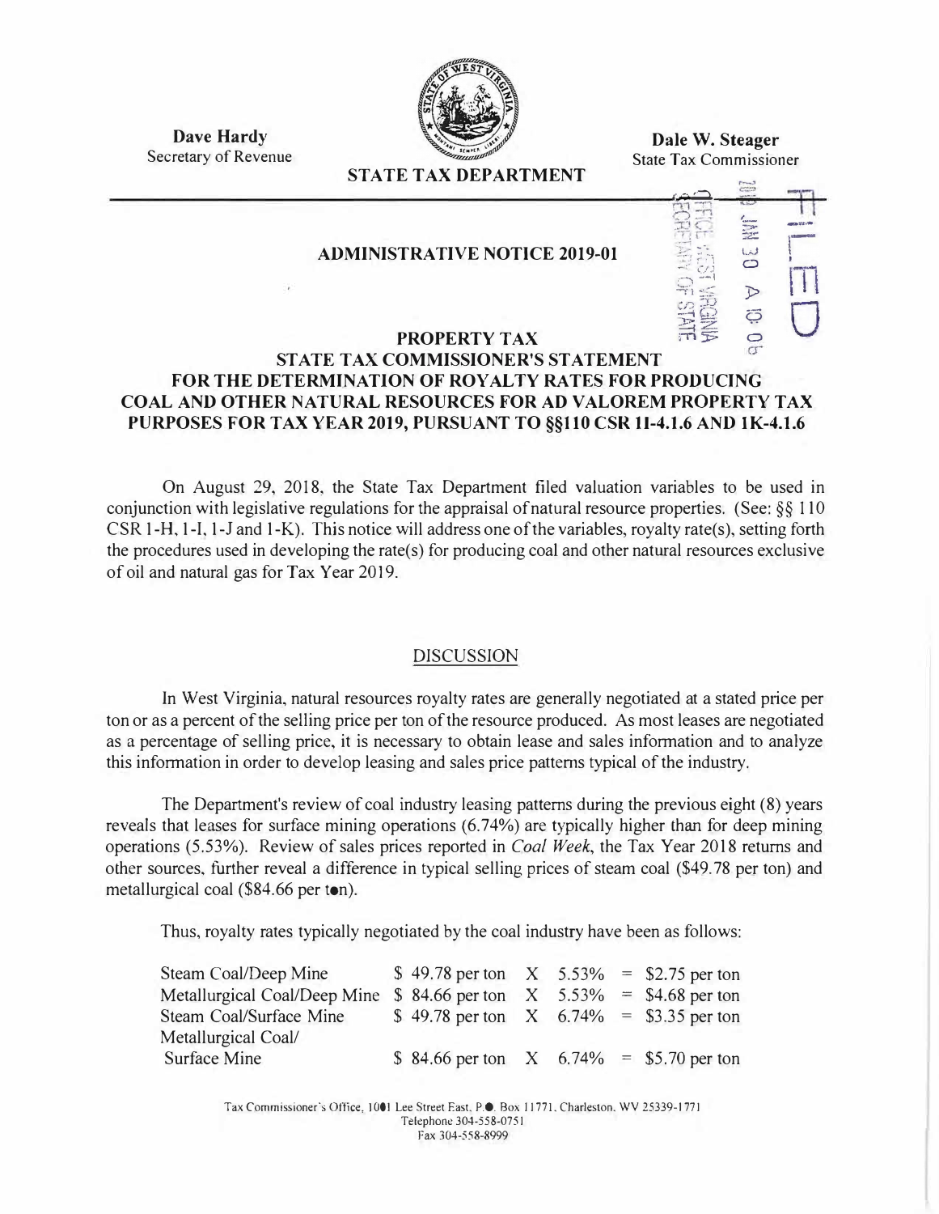**Dave Hardy**
Secretary of Revenue

**STATE TAX DEPARTMENT**

**Dale W. Steager**
State Tax Commissioner

FILED
2019 JAN 30 A 10: 06
OFFICE WEST VIRGINIA
SECRETARY OF STATE

## ADMINISTRATIVE NOTICE 2019-01

## PROPERTY TAX
## STATE TAX COMMISSIONER'S STATEMENT FOR THE DETERMINATION OF ROYALTY RATES FOR PRODUCING COAL AND OTHER NATURAL RESOURCES FOR AD VALOREM PROPERTY TAX PURPOSES FOR TAX YEAR 2019, PURSUANT TO §§110 CSR 1I-4.1.6 AND 1K-4.1.6

On August 29, 2018, the State Tax Department filed valuation variables to be used in conjunction with legislative regulations for the appraisal of natural resource properties. (See: §§ 110 CSR 1-H, 1-I, 1-J and 1-K). This notice will address one of the variables, royalty rate(s), setting forth the procedures used in developing the rate(s) for producing coal and other natural resources exclusive of oil and natural gas for Tax Year 2019.

### DISCUSSION

In West Virginia, natural resources royalty rates are generally negotiated at a stated price per ton or as a percent of the selling price per ton of the resource produced. As most leases are negotiated as a percentage of selling price, it is necessary to obtain lease and sales information and to analyze this information in order to develop leasing and sales price patterns typical of the industry.

The Department's review of coal industry leasing patterns during the previous eight (8) years reveals that leases for surface mining operations (6.74%) are typically higher than for deep mining operations (5.53%). Review of sales prices reported in *Coal Week*, the Tax Year 2018 returns and other sources, further reveal a difference in typical selling prices of steam coal ($49.78 per ton) and metallurgical coal ($84.66 per ton).

Thus, royalty rates typically negotiated by the coal industry have been as follows:

| | | | | | |
|---|---|---|---|---|---|
| Steam Coal/Deep Mine | $ 49.78 per ton | X | 5.53% | = | $2.75 per ton |
| Metallurgical Coal/Deep Mine | $ 84.66 per ton | X | 5.53% | = | $4.68 per ton |
| Steam Coal/Surface Mine | $ 49.78 per ton | X | 6.74% | = | $3.35 per ton |
| Metallurgical Coal/ Surface Mine | $ 84.66 per ton | X | 6.74% | = | $5.70 per ton |

Tax Commissioner's Office, 1001 Lee Street East, P.O. Box 11771, Charleston, WV 25339-1771
Telephone 304-558-0751
Fax 304-558-8999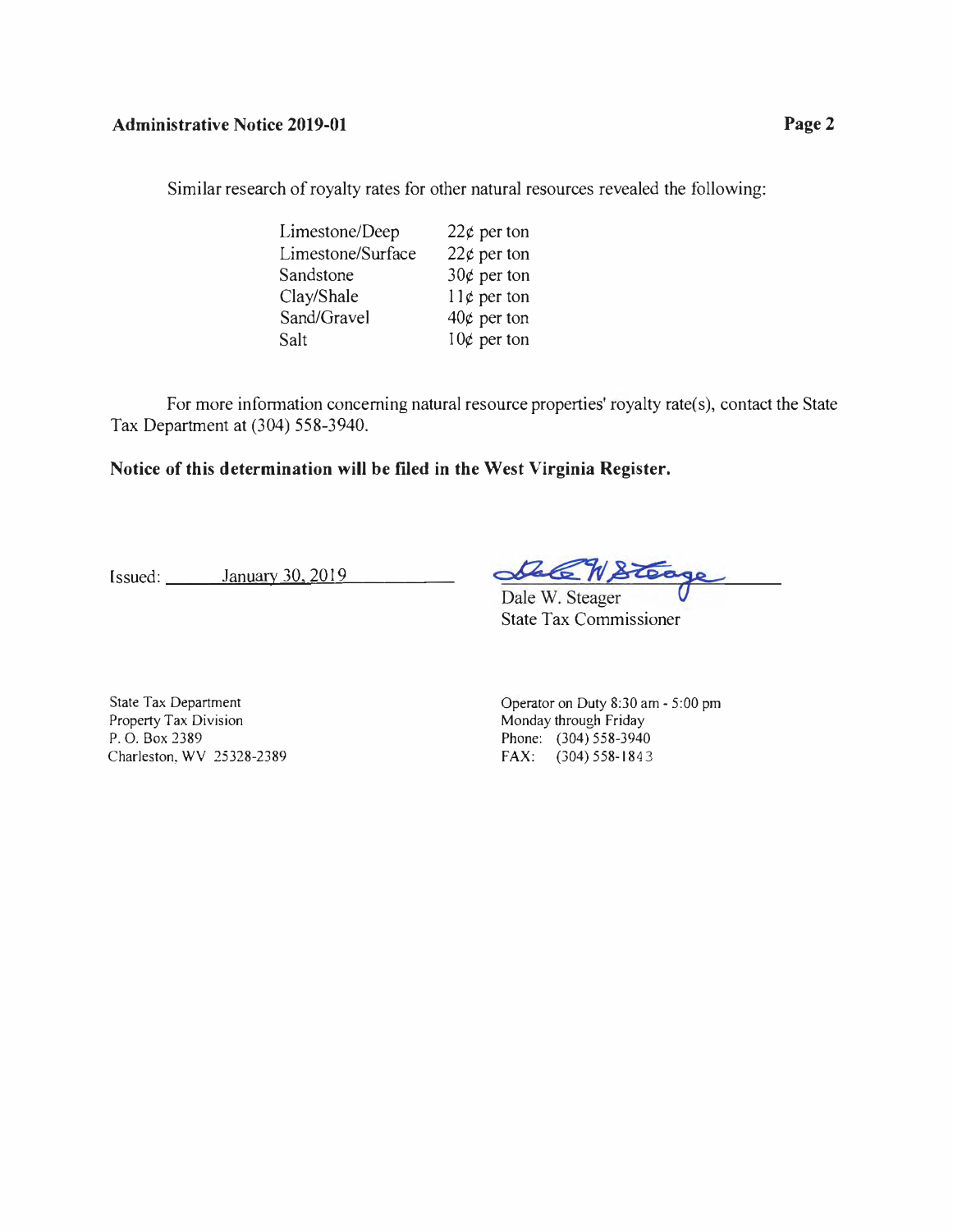Similar research of royalty rates for other natural resources revealed the following:

| | |
|---|---|
| Limestone/Deep | 22¢ per ton |
| Limestone/Surface | 22¢ per ton |
| Sandstone | 30¢ per ton |
| Clay/Shale | 11¢ per ton |
| Sand/Gravel | 40¢ per ton |
| Salt | 10¢ per ton |

For more information concerning natural resource properties' royalty rate(s), contact the State Tax Department at (304) 558-3940.

**Notice of this determination will be filed in the West Virginia Register.**

Issued: January 30, 2019

Dale W. Steager
State Tax Commissioner

State Tax Department
Property Tax Division
P. O. Box 2389
Charleston, WV 25328-2389

Operator on Duty 8:30 am - 5:00 pm
Monday through Friday
Phone: (304) 558-3940
FAX: (304) 558-1843